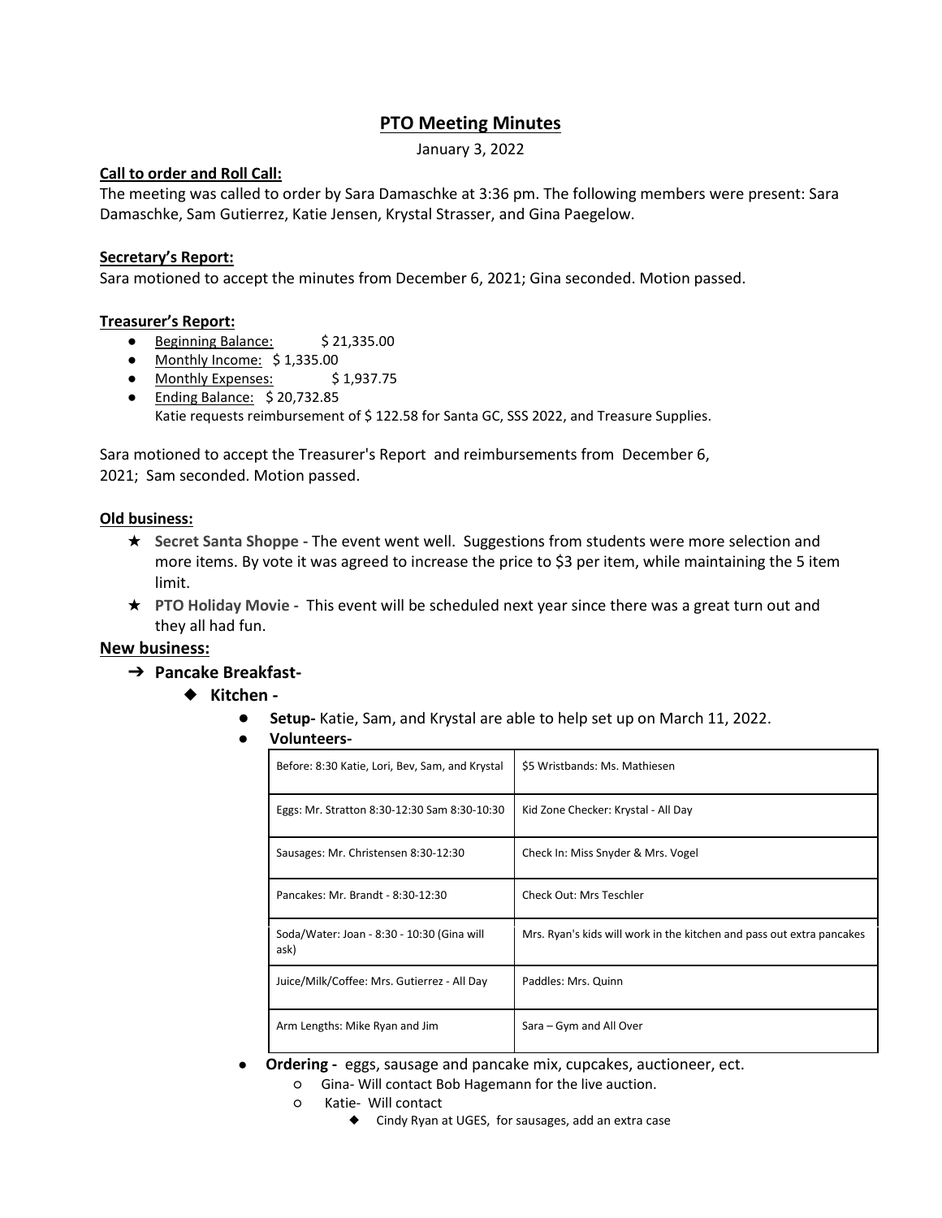# PTO Meeting Minutes

January 3, 2022

**Call to order and Roll Call:**

The meeting was called to order by Sara Damaschke at 3:36 pm. The following members were present: Sara Damaschke, Sam Gutierrez, Katie Jensen, Krystal Strasser, and Gina Paegelow.

**Secretary's Report:**

Sara motioned to accept the minutes from December 6, 2021; Gina seconded. Motion passed.

**Treasurer's Report:**

- Beginning Balance: $ 21,335.00
- Monthly Income: $ 1,335.00
- Monthly Expenses: $ 1,937.75
- Ending Balance: $ 20,732.85

  Katie requests reimbursement of $ 122.58 for Santa GC, SSS 2022, and Treasure Supplies.

Sara motioned to accept the Treasurer's Report and reimbursements from December 6, 2021; Sam seconded. Motion passed.

**Old business:**

- ★ **Secret Santa Shoppe -** The event went well. Suggestions from students were more selection and more items. By vote it was agreed to increase the price to $3 per item, while maintaining the 5 item limit.
- ★ **PTO Holiday Movie -** This event will be scheduled next year since there was a great turn out and they all had fun.

**New business:**

- ➔ **Pancake Breakfast-**
  - ◆ **Kitchen -**
    - **Setup-** Katie, Sam, and Krystal are able to help set up on March 11, 2022.
    - **Volunteers-**

| | |
|---|---|
| Before: 8:30 Katie, Lori, Bev, Sam, and Krystal | $5 Wristbands: Ms. Mathiesen |
| Eggs: Mr. Stratton 8:30-12:30 Sam 8:30-10:30 | Kid Zone Checker: Krystal - All Day |
| Sausages: Mr. Christensen 8:30-12:30 | Check In: Miss Snyder & Mrs. Vogel |
| Pancakes: Mr. Brandt - 8:30-12:30 | Check Out: Mrs Teschler |
| Soda/Water: Joan - 8:30 - 10:30 (Gina will ask) | Mrs. Ryan's kids will work in the kitchen and pass out extra pancakes |
| Juice/Milk/Coffee: Mrs. Gutierrez - All Day | Paddles: Mrs. Quinn |
| Arm Lengths: Mike Ryan and Jim | Sara – Gym and All Over |

- **Ordering -** eggs, sausage and pancake mix, cupcakes, auctioneer, ect.
  - Gina- Will contact Bob Hagemann for the live auction.
  - Katie- Will contact
    - Cindy Ryan at UGES, for sausages, add an extra case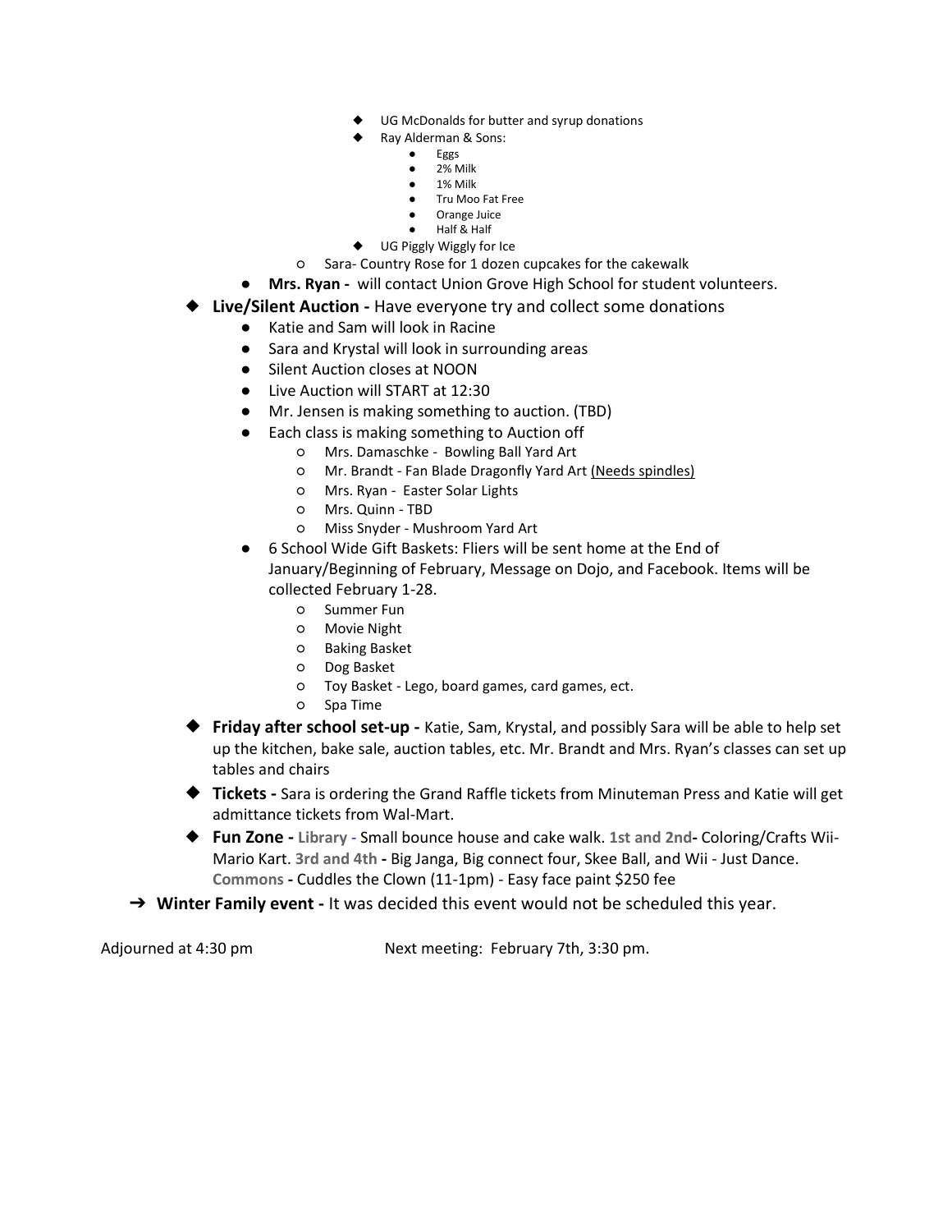- UG McDonalds for butter and syrup donations
- Ray Alderman & Sons:
  - Eggs
  - 2% Milk
  - 1% Milk
  - Tru Moo Fat Free
  - Orange Juice
  - Half & Half
- UG Piggly Wiggly for Ice

- Sara- Country Rose for 1 dozen cupcakes for the cakewalk

- **Mrs. Ryan -** will contact Union Grove High School for student volunteers.

- **Live/Silent Auction -** Have everyone try and collect some donations
  - Katie and Sam will look in Racine
  - Sara and Krystal will look in surrounding areas
  - Silent Auction closes at NOON
  - Live Auction will START at 12:30
  - Mr. Jensen is making something to auction. (TBD)
  - Each class is making something to Auction off
    - Mrs. Damaschke - Bowling Ball Yard Art
    - Mr. Brandt - Fan Blade Dragonfly Yard Art (Needs spindles)
    - Mrs. Ryan - Easter Solar Lights
    - Mrs. Quinn - TBD
    - Miss Snyder - Mushroom Yard Art
  - 6 School Wide Gift Baskets: Fliers will be sent home at the End of January/Beginning of February, Message on Dojo, and Facebook. Items will be collected February 1-28.
    - Summer Fun
    - Movie Night
    - Baking Basket
    - Dog Basket
    - Toy Basket - Lego, board games, card games, ect.
    - Spa Time
- **Friday after school set-up -** Katie, Sam, Krystal, and possibly Sara will be able to help set up the kitchen, bake sale, auction tables, etc. Mr. Brandt and Mrs. Ryan's classes can set up tables and chairs
- **Tickets -** Sara is ordering the Grand Raffle tickets from Minuteman Press and Katie will get admittance tickets from Wal-Mart.
- **Fun Zone - Library -** Small bounce house and cake walk. **1st and 2nd-** Coloring/Crafts Wii-Mario Kart. **3rd and 4th -** Big Janga, Big connect four, Skee Ball, and Wii - Just Dance. **Commons -** Cuddles the Clown (11-1pm) - Easy face paint $250 fee

➔ **Winter Family event -** It was decided this event would not be scheduled this year.

Adjourned at 4:30 pm Next meeting: February 7th, 3:30 pm.